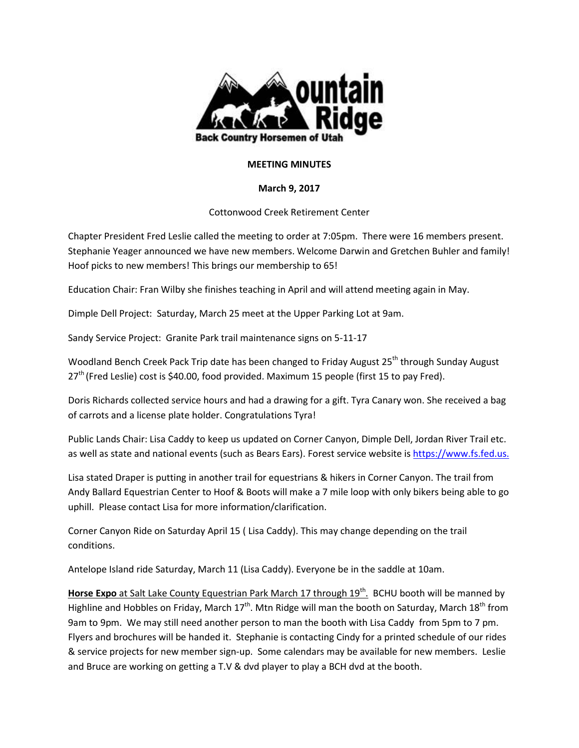Mountain Ridge
Back Country Horsemen of Utah

**MEETING MINUTES**

**March 9, 2017**

Cottonwood Creek Retirement Center

Chapter President Fred Leslie called the meeting to order at 7:05pm. There were 16 members present. Stephanie Yeager announced we have new members. Welcome Darwin and Gretchen Buhler and family! Hoof picks to new members! This brings our membership to 65!

Education Chair: Fran Wilby she finishes teaching in April and will attend meeting again in May.

Dimple Dell Project: Saturday, March 25 meet at the Upper Parking Lot at 9am.

Sandy Service Project: Granite Park trail maintenance signs on 5-11-17

Woodland Bench Creek Pack Trip date has been changed to Friday August 25th through Sunday August 27th (Fred Leslie) cost is $40.00, food provided. Maximum 15 people (first 15 to pay Fred).

Doris Richards collected service hours and had a drawing for a gift. Tyra Canary won. She received a bag of carrots and a license plate holder. Congratulations Tyra!

Public Lands Chair: Lisa Caddy to keep us updated on Corner Canyon, Dimple Dell, Jordan River Trail etc. as well as state and national events (such as Bears Ears). Forest service website is [https://www.fs.fed.us.](https://www.fs.fed.us.)

Lisa stated Draper is putting in another trail for equestrians & hikers in Corner Canyon. The trail from Andy Ballard Equestrian Center to Hoof & Boots will make a 7 mile loop with only bikers being able to go uphill. Please contact Lisa for more information/clarification.

Corner Canyon Ride on Saturday April 15 ( Lisa Caddy). This may change depending on the trail conditions.

Antelope Island ride Saturday, March 11 (Lisa Caddy). Everyone be in the saddle at 10am.

<u>**Horse Expo** at Salt Lake County Equestrian Park March 17 through 19th.</u> BCHU booth will be manned by Highline and Hobbles on Friday, March 17th. Mtn Ridge will man the booth on Saturday, March 18th from 9am to 9pm. We may still need another person to man the booth with Lisa Caddy from 5pm to 7 pm. Flyers and brochures will be handed it. Stephanie is contacting Cindy for a printed schedule of our rides & service projects for new member sign-up. Some calendars may be available for new members. Leslie and Bruce are working on getting a T.V & dvd player to play a BCH dvd at the booth.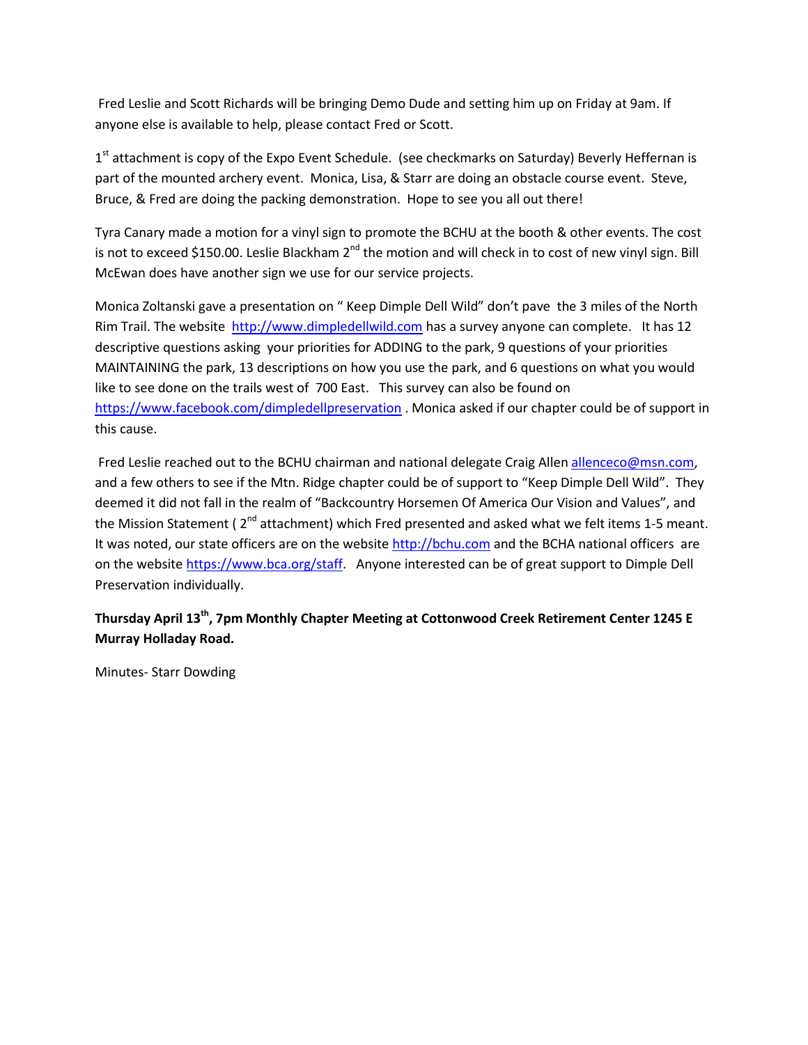Fred Leslie and Scott Richards will be bringing Demo Dude and setting him up on Friday at 9am. If anyone else is available to help, please contact Fred or Scott.

1st attachment is copy of the Expo Event Schedule. (see checkmarks on Saturday) Beverly Heffernan is part of the mounted archery event. Monica, Lisa, & Starr are doing an obstacle course event. Steve, Bruce, & Fred are doing the packing demonstration. Hope to see you all out there!

Tyra Canary made a motion for a vinyl sign to promote the BCHU at the booth & other events. The cost is not to exceed $150.00. Leslie Blackham 2nd the motion and will check in to cost of new vinyl sign. Bill McEwan does have another sign we use for our service projects.

Monica Zoltanski gave a presentation on " Keep Dimple Dell Wild" don't pave the 3 miles of the North Rim Trail. The website http://www.dimpledellwild.com has a survey anyone can complete. It has 12 descriptive questions asking your priorities for ADDING to the park, 9 questions of your priorities MAINTAINING the park, 13 descriptions on how you use the park, and 6 questions on what you would like to see done on the trails west of 700 East. This survey can also be found on https://www.facebook.com/dimpledellpreservation . Monica asked if our chapter could be of support in this cause.

Fred Leslie reached out to the BCHU chairman and national delegate Craig Allen allenceco@msn.com, and a few others to see if the Mtn. Ridge chapter could be of support to "Keep Dimple Dell Wild". They deemed it did not fall in the realm of "Backcountry Horsemen Of America Our Vision and Values", and the Mission Statement ( 2nd attachment) which Fred presented and asked what we felt items 1-5 meant. It was noted, our state officers are on the website http://bchu.com and the BCHA national officers are on the website https://www.bca.org/staff. Anyone interested can be of great support to Dimple Dell Preservation individually.

**Thursday April 13th, 7pm Monthly Chapter Meeting at Cottonwood Creek Retirement Center 1245 E Murray Holladay Road.**

Minutes- Starr Dowding